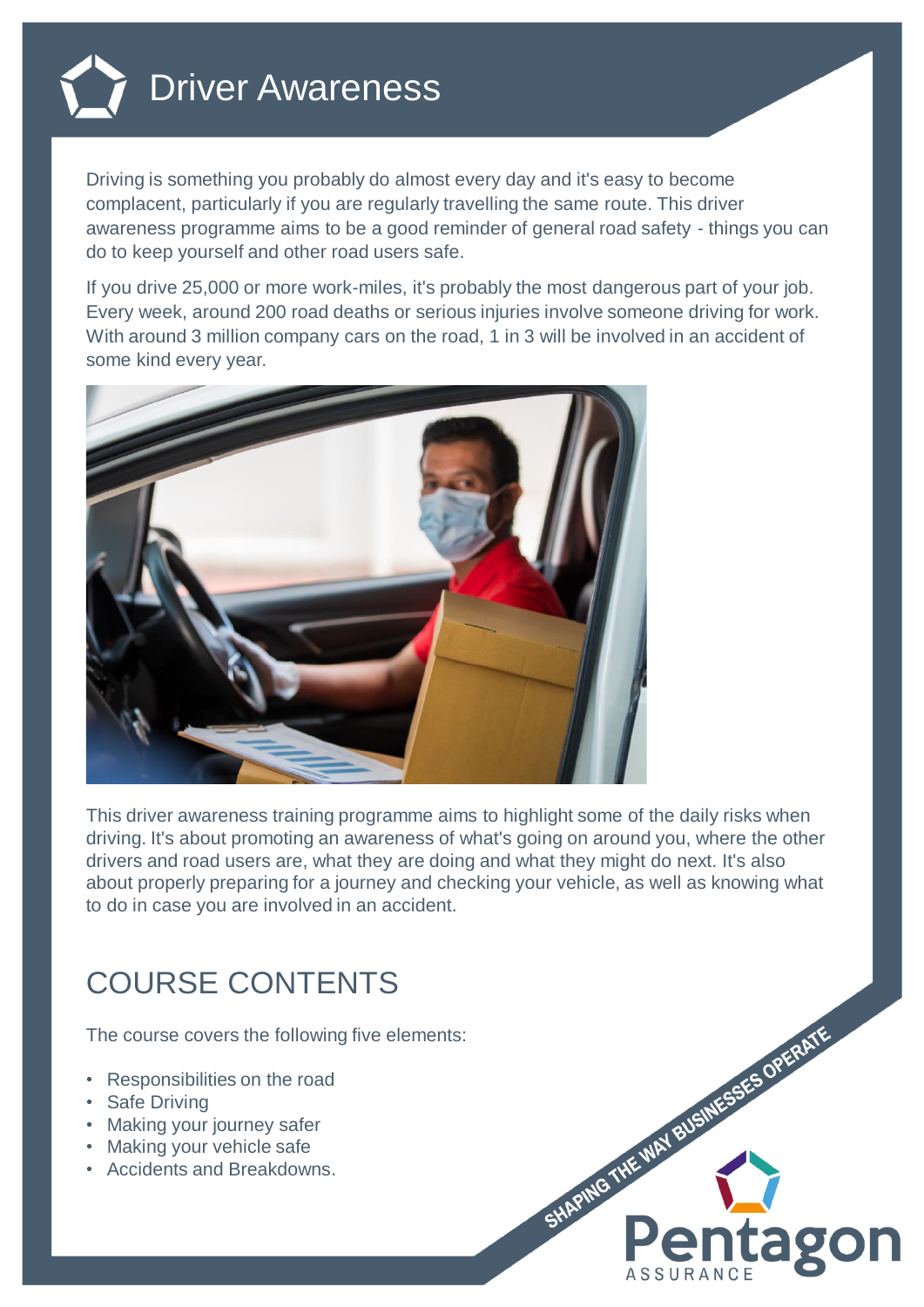# Driver Awareness

Driving is something you probably do almost every day and it's easy to become complacent, particularly if you are regularly travelling the same route. This driver awareness programme aims to be a good reminder of general road safety - things you can do to keep yourself and other road users safe.

If you drive 25,000 or more work-miles, it's probably the most dangerous part of your job. Every week, around 200 road deaths or serious injuries involve someone driving for work. With around 3 million company cars on the road, 1 in 3 will be involved in an accident of some kind every year.

This driver awareness training programme aims to highlight some of the daily risks when driving. It's about promoting an awareness of what's going on around you, where the other drivers and road users are, what they are doing and what they might do next. It's also about properly preparing for a journey and checking your vehicle, as well as knowing what to do in case you are involved in an accident.

## COURSE CONTENTS

The course covers the following five elements:

- Responsibilities on the road
- Safe Driving
- Making your journey safer
- Making your vehicle safe
- Accidents and Breakdowns.

SHAPING THE WAY BUSINESSES OPERATE

Pentagon ASSURANCE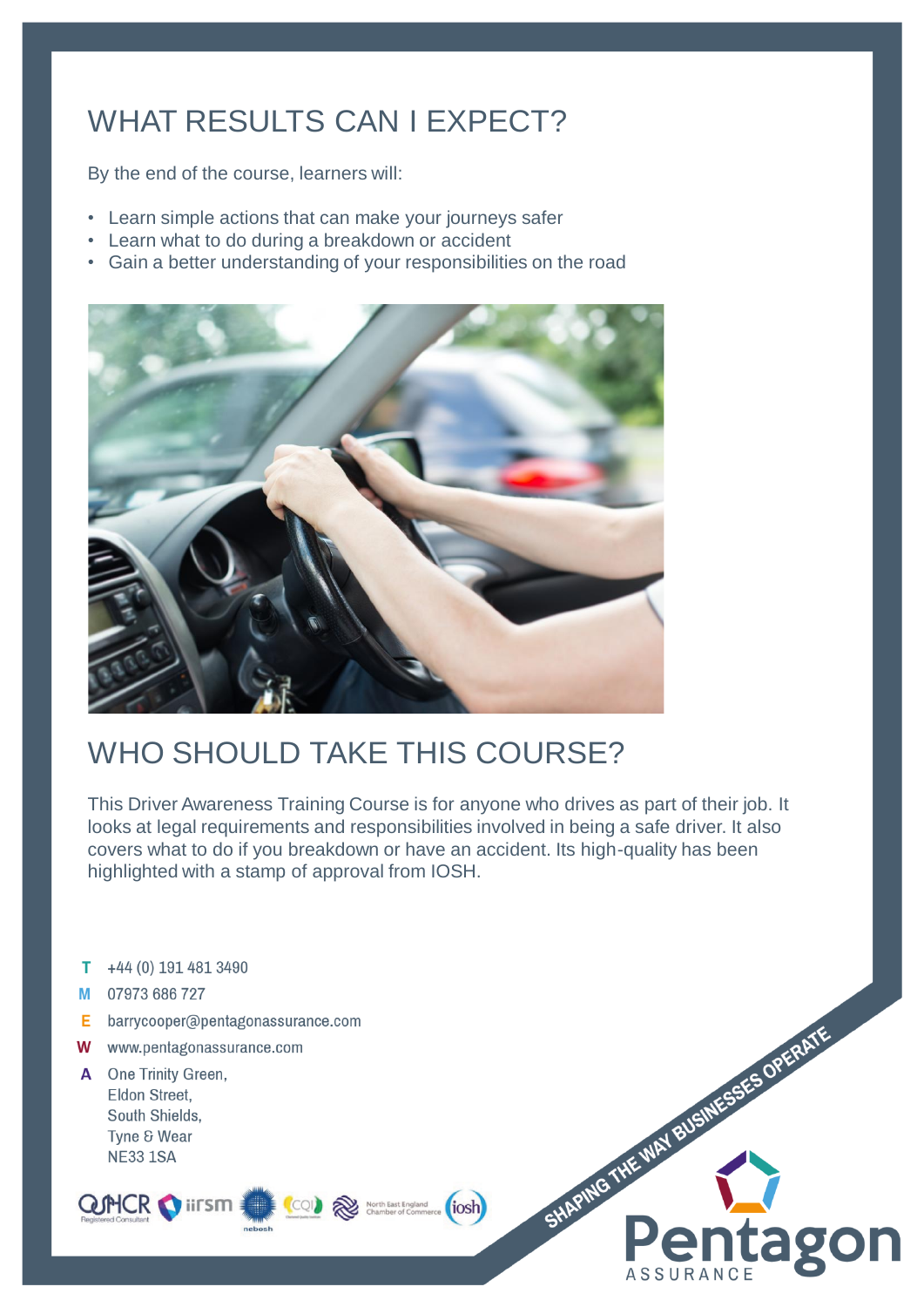## WHAT RESULTS CAN I EXPECT?

By the end of the course, learners will:

- Learn simple actions that can make your journeys safer
- Learn what to do during a breakdown or accident
- Gain a better understanding of your responsibilities on the road

## WHO SHOULD TAKE THIS COURSE?

This Driver Awareness Training Course is for anyone who drives as part of their job. It looks at legal requirements and responsibilities involved in being a safe driver. It also covers what to do if you breakdown or have an accident. Its high-quality has been highlighted with a stamp of approval from IOSH.

**T** +44 (0) 191 481 3490
**M** 07973 686 727
**E** barrycooper@pentagonassurance.com
**W** www.pentagonassurance.com
**A** One Trinity Green,
Eldon Street,
South Shields,
Tyne & Wear
NE33 1SA

SHAPING THE WAY BUSINESSES OPERATE

Pentagon ASSURANCE